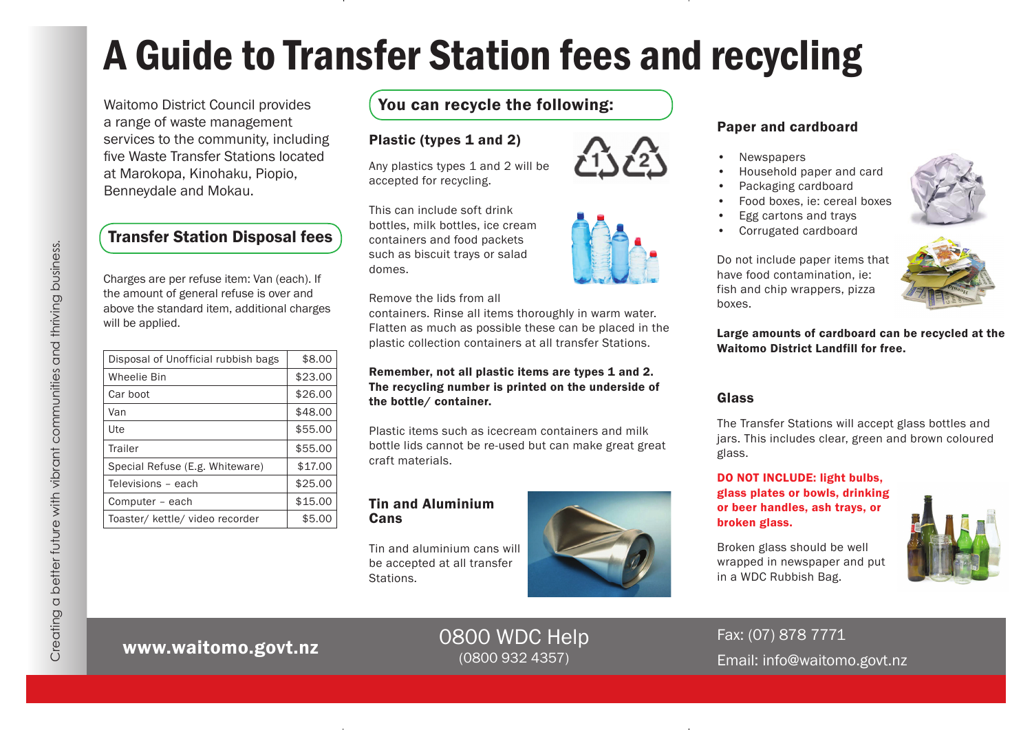# A Guide to Transfer Station fees and recycling

Waitomo District Council provides a range of waste management services to the community, including five Waste Transfer Stations located at Marokopa, Kinohaku, Piopio, Benneydale and Mokau.

## Transfer Station Disposal fees

Charges are per refuse item: Van (each). If the amount of general refuse is over and above the standard item, additional charges will be applied.

| Item | Fee |
| --- | --- |
| Disposal of Unofficial rubbish bags | $8.00 |
| Wheelie Bin | $23.00 |
| Car boot | $26.00 |
| Van | $48.00 |
| Ute | $55.00 |
| Trailer | $55.00 |
| Special Refuse (E.g. Whiteware) | $17.00 |
| Televisions – each | $25.00 |
| Computer – each | $15.00 |
| Toaster/ kettle/ video recorder | $5.00 |

## You can recycle the following:

### Plastic (types 1 and 2)

Any plastics types 1 and 2 will be accepted for recycling.

This can include soft drink bottles, milk bottles, ice cream containers and food packets such as biscuit trays or salad domes.

Remove the lids from all containers. Rinse all items thoroughly in warm water. Flatten as much as possible these can be placed in the plastic collection containers at all transfer Stations.

**Remember, not all plastic items are types 1 and 2. The recycling number is printed on the underside of the bottle/ container.**

Plastic items such as icecream containers and milk bottle lids cannot be re-used but can make great great craft materials.

### Tin and Aluminium Cans

Tin and aluminium cans will be accepted at all transfer Stations.

### Paper and cardboard

- Newspapers
- Household paper and card
- Packaging cardboard
- Food boxes, ie: cereal boxes
- Egg cartons and trays
- Corrugated cardboard

Do not include paper items that have food contamination, ie: fish and chip wrappers, pizza boxes.

**Large amounts of cardboard can be recycled at the Waitomo District Landfill for free.**

### Glass

The Transfer Stations will accept glass bottles and jars. This includes clear, green and brown coloured glass.

**DO NOT INCLUDE: light bulbs, glass plates or bowls, drinking or beer handles, ash trays, or broken glass.**

Broken glass should be well wrapped in newspaper and put in a WDC Rubbish Bag.

Creating a better future with vibrant communities and thriving business.

**www.waitomo.govt.nz**

0800 WDC Help
(0800 932 4357)

Fax: (07) 878 7771
Email: info@waitomo.govt.nz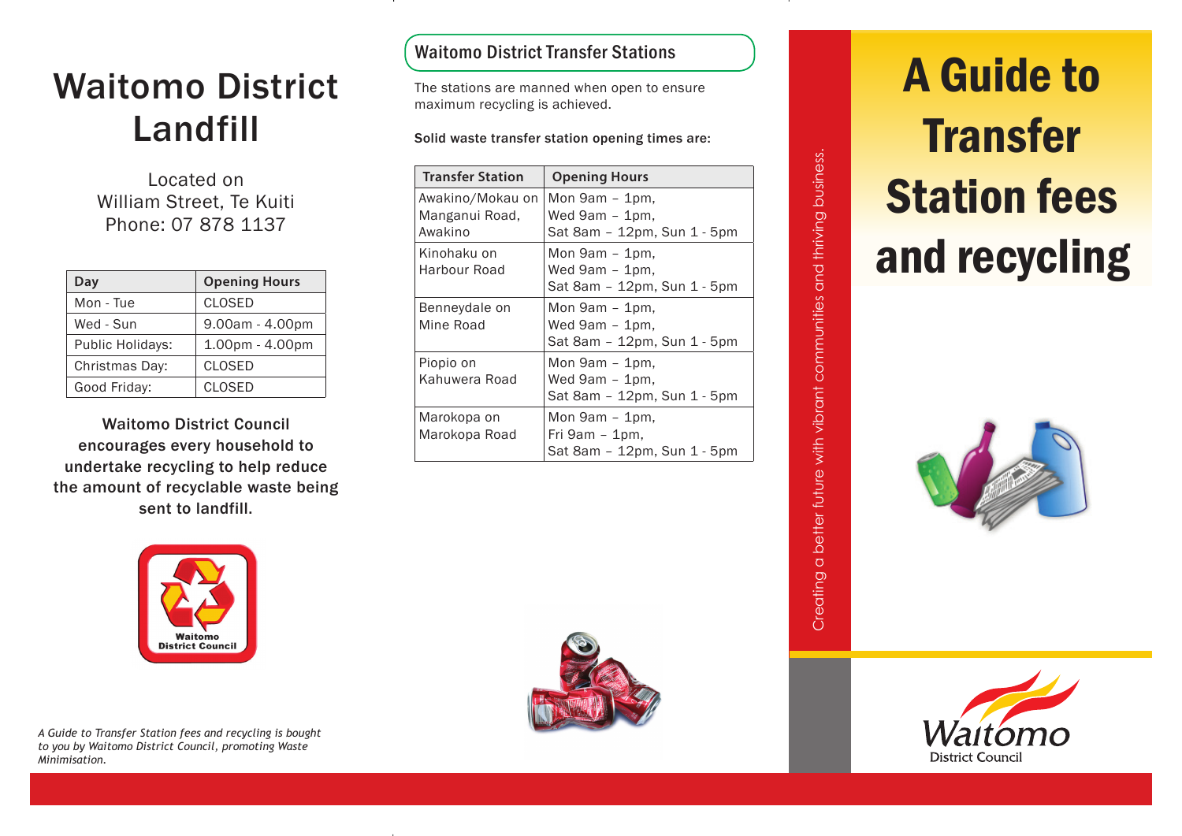# Waitomo District Landfill

Located on
William Street, Te Kuiti
Phone: 07 878 1137

| Day | Opening Hours |
|---|---|
| Mon - Tue | CLOSED |
| Wed - Sun | 9.00am - 4.00pm |
| Public Holidays: | 1.00pm - 4.00pm |
| Christmas Day: | CLOSED |
| Good Friday: | CLOSED |

**Waitomo District Council encourages every household to undertake recycling to help reduce the amount of recyclable waste being sent to landfill.**

Waitomo District Council

*A Guide to Transfer Station fees and recycling is bought to you by Waitomo District Council, promoting Waste Minimisation.*

## Waitomo District Transfer Stations

The stations are manned when open to ensure maximum recycling is achieved.

**Solid waste transfer station opening times are:**

| Transfer Station | Opening Hours |
|---|---|
| Awakino/Mokau on Manganui Road, Awakino | Mon 9am – 1pm, Wed 9am – 1pm, Sat 8am – 12pm, Sun 1 - 5pm |
| Kinohaku on Harbour Road | Mon 9am – 1pm, Wed 9am – 1pm, Sat 8am – 12pm, Sun 1 - 5pm |
| Benneydale on Mine Road | Mon 9am – 1pm, Wed 9am – 1pm, Sat 8am – 12pm, Sun 1 - 5pm |
| Piopio on Kahuwera Road | Mon 9am – 1pm, Wed 9am – 1pm, Sat 8am – 12pm, Sun 1 - 5pm |
| Marokopa on Marokopa Road | Mon 9am – 1pm, Fri 9am – 1pm, Sat 8am – 12pm, Sun 1 - 5pm |

Creating a better future with vibrant communities and thriving business.

# A Guide to Transfer Station fees and recycling

Waitomo District Council